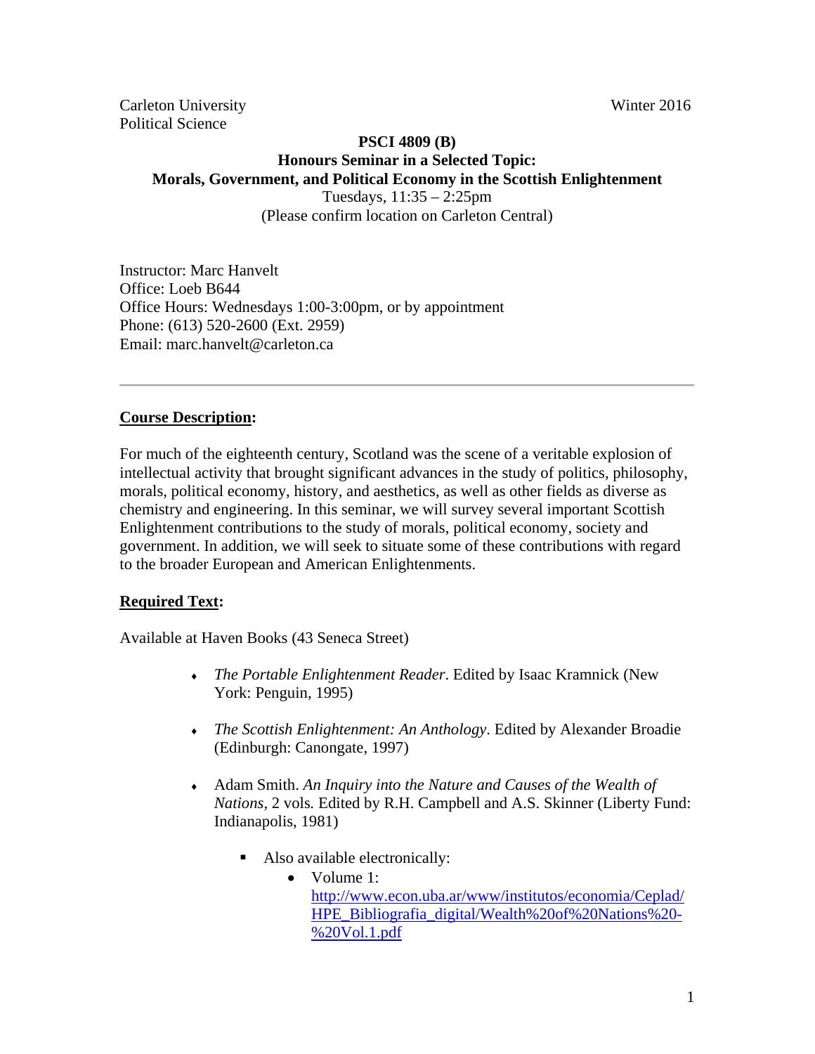Carleton University
Political Science

Winter 2016

**PSCI 4809 (B)**
**Honours Seminar in a Selected Topic:**
**Morals, Government, and Political Economy in the Scottish Enlightenment**
Tuesdays, 11:35 – 2:25pm
(Please confirm location on Carleton Central)

Instructor: Marc Hanvelt
Office: Loeb B644
Office Hours: Wednesdays 1:00-3:00pm, or by appointment
Phone: (613) 520-2600 (Ext. 2959)
Email: marc.hanvelt@carleton.ca

---

## Course Description:

For much of the eighteenth century, Scotland was the scene of a veritable explosion of intellectual activity that brought significant advances in the study of politics, philosophy, morals, political economy, history, and aesthetics, as well as other fields as diverse as chemistry and engineering. In this seminar, we will survey several important Scottish Enlightenment contributions to the study of morals, political economy, society and government. In addition, we will seek to situate some of these contributions with regard to the broader European and American Enlightenments.

## Required Text:

Available at Haven Books (43 Seneca Street)

- *The Portable Enlightenment Reader*. Edited by Isaac Kramnick (New York: Penguin, 1995)
- *The Scottish Enlightenment: An Anthology*. Edited by Alexander Broadie (Edinburgh: Canongate, 1997)
- Adam Smith. *An Inquiry into the Nature and Causes of the Wealth of Nations*, 2 vols. Edited by R.H. Campbell and A.S. Skinner (Liberty Fund: Indianapolis, 1981)
    - Also available electronically:
        - Volume 1: http://www.econ.uba.ar/www/institutos/economia/Ceplad/HPE_Bibliografia_digital/Wealth%20of%20Nations%20-%20Vol.1.pdf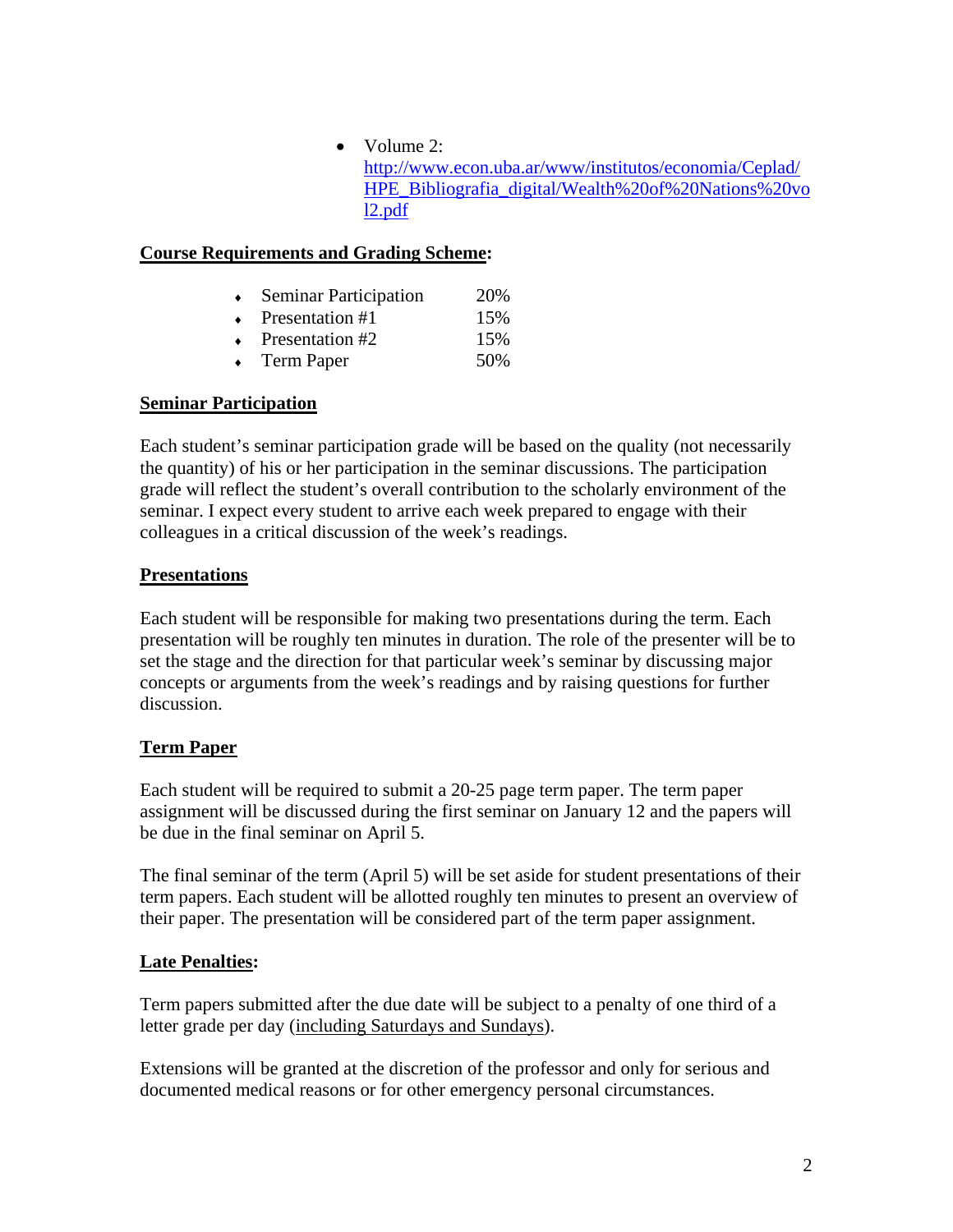- Volume 2: http://www.econ.uba.ar/www/institutos/economia/Ceplad/HPE_Bibliografia_digital/Wealth%20of%20Nations%20vol2.pdf

**Course Requirements and Grading Scheme:**

- Seminar Participation 20%
- Presentation #1 15%
- Presentation #2 15%
- Term Paper 50%

**Seminar Participation**

Each student's seminar participation grade will be based on the quality (not necessarily the quantity) of his or her participation in the seminar discussions. The participation grade will reflect the student's overall contribution to the scholarly environment of the seminar. I expect every student to arrive each week prepared to engage with their colleagues in a critical discussion of the week's readings.

**Presentations**

Each student will be responsible for making two presentations during the term. Each presentation will be roughly ten minutes in duration. The role of the presenter will be to set the stage and the direction for that particular week's seminar by discussing major concepts or arguments from the week's readings and by raising questions for further discussion.

**Term Paper**

Each student will be required to submit a 20-25 page term paper. The term paper assignment will be discussed during the first seminar on January 12 and the papers will be due in the final seminar on April 5.

The final seminar of the term (April 5) will be set aside for student presentations of their term papers. Each student will be allotted roughly ten minutes to present an overview of their paper. The presentation will be considered part of the term paper assignment.

**Late Penalties:**

Term papers submitted after the due date will be subject to a penalty of one third of a letter grade per day (including Saturdays and Sundays).

Extensions will be granted at the discretion of the professor and only for serious and documented medical reasons or for other emergency personal circumstances.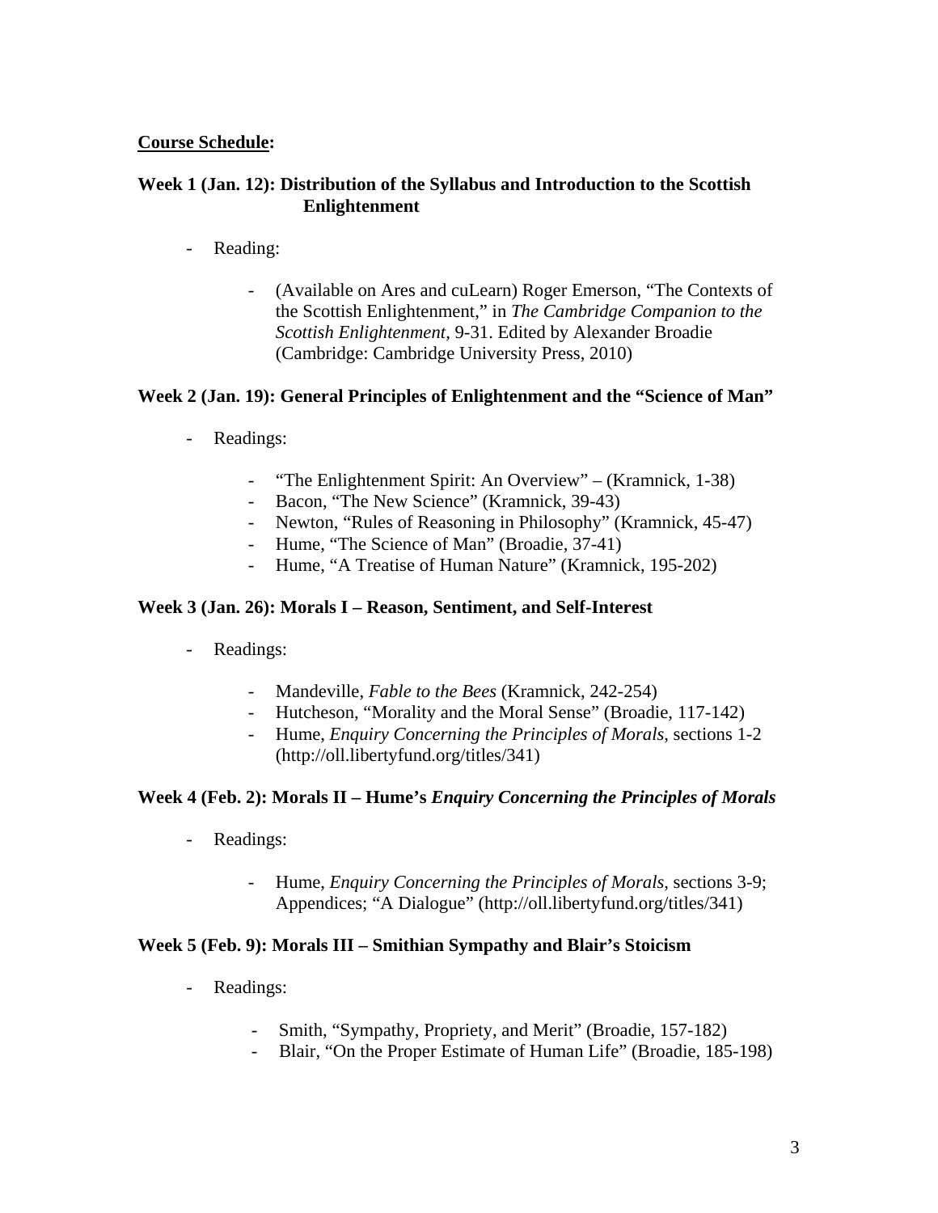**Course Schedule:**

**Week 1 (Jan. 12): Distribution of the Syllabus and Introduction to the Scottish Enlightenment**

- Reading:
    - (Available on Ares and cuLearn) Roger Emerson, "The Contexts of the Scottish Enlightenment," in *The Cambridge Companion to the Scottish Enlightenment*, 9-31. Edited by Alexander Broadie (Cambridge: Cambridge University Press, 2010)

**Week 2 (Jan. 19): General Principles of Enlightenment and the "Science of Man"**

- Readings:
    - "The Enlightenment Spirit: An Overview" – (Kramnick, 1-38)
    - Bacon, "The New Science" (Kramnick, 39-43)
    - Newton, "Rules of Reasoning in Philosophy" (Kramnick, 45-47)
    - Hume, "The Science of Man" (Broadie, 37-41)
    - Hume, "A Treatise of Human Nature" (Kramnick, 195-202)

**Week 3 (Jan. 26): Morals I – Reason, Sentiment, and Self-Interest**

- Readings:
    - Mandeville, *Fable to the Bees* (Kramnick, 242-254)
    - Hutcheson, "Morality and the Moral Sense" (Broadie, 117-142)
    - Hume, *Enquiry Concerning the Principles of Morals*, sections 1-2 (http://oll.libertyfund.org/titles/341)

**Week 4 (Feb. 2): Morals II – Hume's *Enquiry Concerning the Principles of Morals***

- Readings:
    - Hume, *Enquiry Concerning the Principles of Morals*, sections 3-9; Appendices; "A Dialogue" (http://oll.libertyfund.org/titles/341)

**Week 5 (Feb. 9): Morals III – Smithian Sympathy and Blair's Stoicism**

- Readings:
    - Smith, "Sympathy, Propriety, and Merit" (Broadie, 157-182)
    - Blair, "On the Proper Estimate of Human Life" (Broadie, 185-198)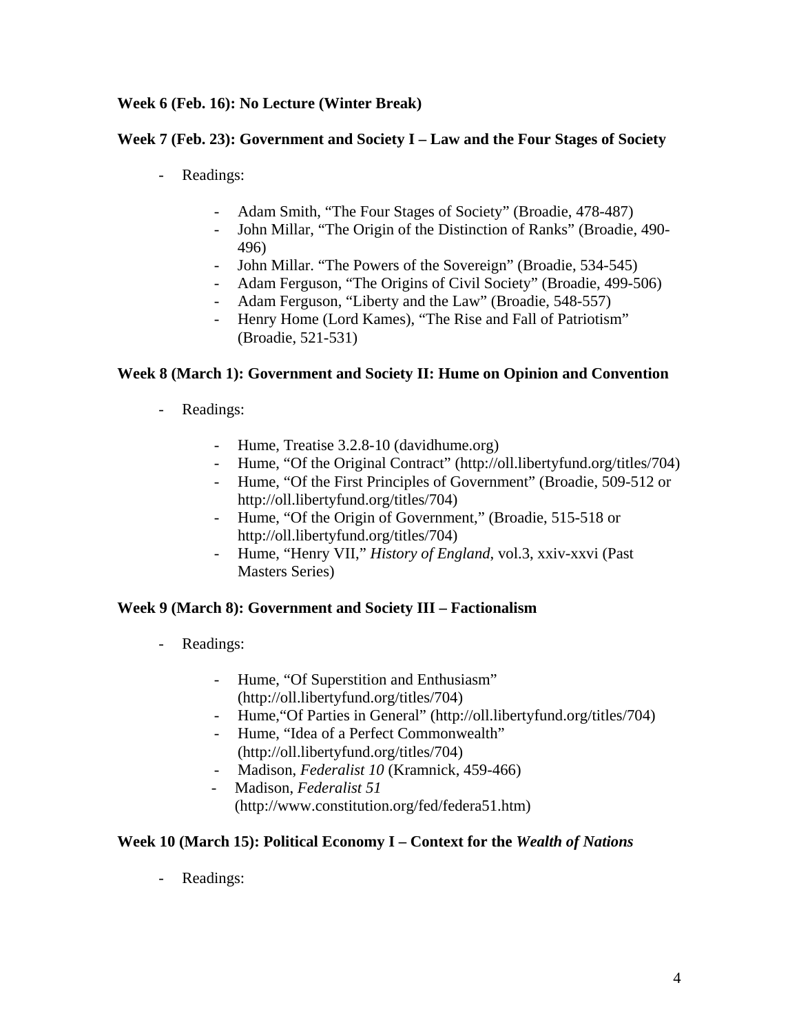**Week 6 (Feb. 16): No Lecture (Winter Break)**

**Week 7 (Feb. 23): Government and Society I – Law and the Four Stages of Society**

- Readings:
    - Adam Smith, "The Four Stages of Society" (Broadie, 478-487)
    - John Millar, "The Origin of the Distinction of Ranks" (Broadie, 490-496)
    - John Millar. "The Powers of the Sovereign" (Broadie, 534-545)
    - Adam Ferguson, "The Origins of Civil Society" (Broadie, 499-506)
    - Adam Ferguson, "Liberty and the Law" (Broadie, 548-557)
    - Henry Home (Lord Kames), "The Rise and Fall of Patriotism" (Broadie, 521-531)

**Week 8 (March 1): Government and Society II: Hume on Opinion and Convention**

- Readings:
    - Hume, Treatise 3.2.8-10 (davidhume.org)
    - Hume, "Of the Original Contract" (http://oll.libertyfund.org/titles/704)
    - Hume, "Of the First Principles of Government" (Broadie, 509-512 or http://oll.libertyfund.org/titles/704)
    - Hume, "Of the Origin of Government," (Broadie, 515-518 or http://oll.libertyfund.org/titles/704)
    - Hume, "Henry VII," *History of England*, vol.3, xxiv-xxvi (Past Masters Series)

**Week 9 (March 8): Government and Society III – Factionalism**

- Readings:
    - Hume, "Of Superstition and Enthusiasm" (http://oll.libertyfund.org/titles/704)
    - Hume,"Of Parties in General" (http://oll.libertyfund.org/titles/704)
    - Hume, "Idea of a Perfect Commonwealth" (http://oll.libertyfund.org/titles/704)
    - Madison, *Federalist 10* (Kramnick, 459-466)
    - Madison, *Federalist 51* (http://www.constitution.org/fed/federa51.htm)

**Week 10 (March 15): Political Economy I – Context for the *Wealth of Nations***

- Readings: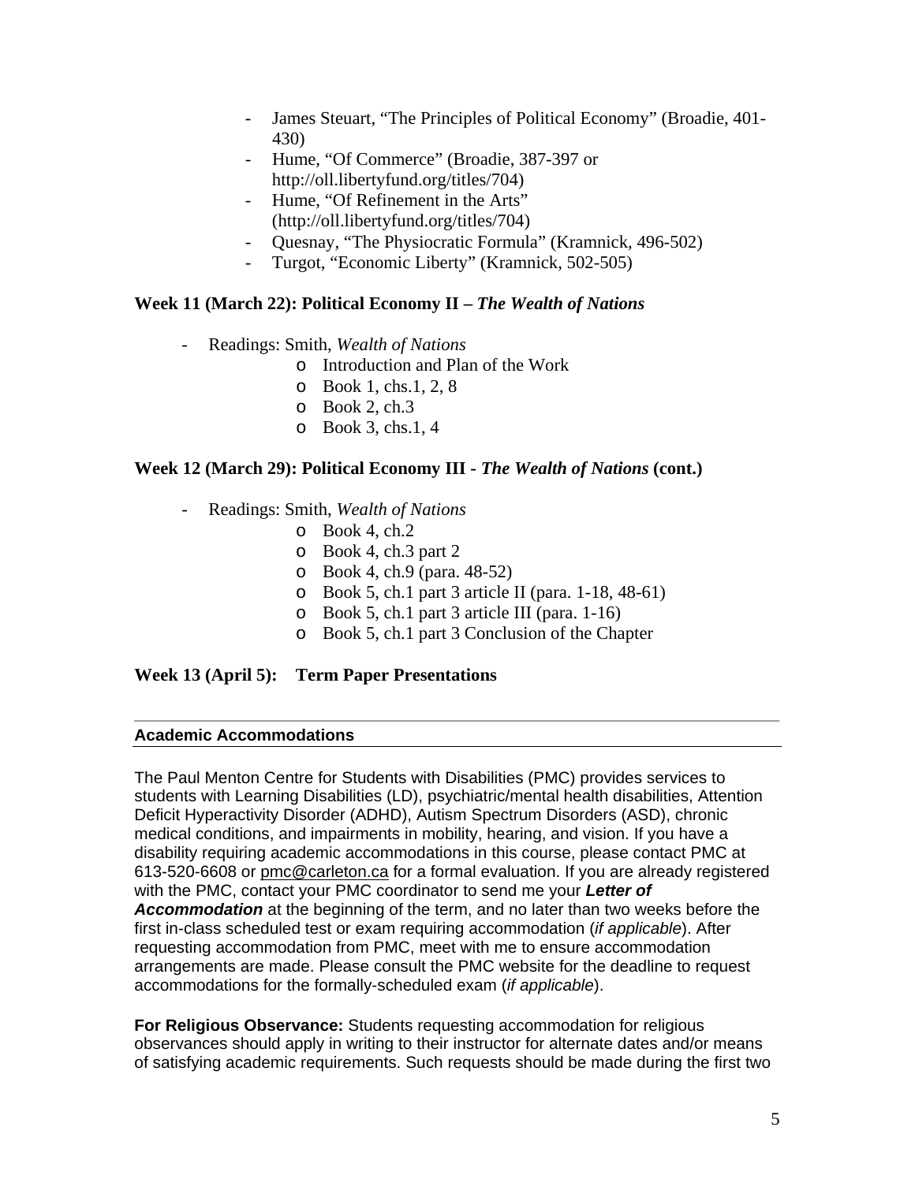- James Steuart, "The Principles of Political Economy" (Broadie, 401-430)
- Hume, "Of Commerce" (Broadie, 387-397 or http://oll.libertyfund.org/titles/704)
- Hume, "Of Refinement in the Arts" (http://oll.libertyfund.org/titles/704)
- Quesnay, "The Physiocratic Formula" (Kramnick, 496-502)
- Turgot, "Economic Liberty" (Kramnick, 502-505)

**Week 11 (March 22): Political Economy II – *The Wealth of Nations***

- Readings: Smith, *Wealth of Nations*
  - Introduction and Plan of the Work
  - Book 1, chs.1, 2, 8
  - Book 2, ch.3
  - Book 3, chs.1, 4

**Week 12 (March 29): Political Economy III - *The Wealth of Nations* (cont.)**

- Readings: Smith, *Wealth of Nations*
  - Book 4, ch.2
  - Book 4, ch.3 part 2
  - Book 4, ch.9 (para. 48-52)
  - Book 5, ch.1 part 3 article II (para. 1-18, 48-61)
  - Book 5, ch.1 part 3 article III (para. 1-16)
  - Book 5, ch.1 part 3 Conclusion of the Chapter

**Week 13 (April 5): Term Paper Presentations**

---

**Academic Accommodations**

The Paul Menton Centre for Students with Disabilities (PMC) provides services to students with Learning Disabilities (LD), psychiatric/mental health disabilities, Attention Deficit Hyperactivity Disorder (ADHD), Autism Spectrum Disorders (ASD), chronic medical conditions, and impairments in mobility, hearing, and vision. If you have a disability requiring academic accommodations in this course, please contact PMC at 613-520-6608 or pmc@carleton.ca for a formal evaluation. If you are already registered with the PMC, contact your PMC coordinator to send me your ***Letter of Accommodation*** at the beginning of the term, and no later than two weeks before the first in-class scheduled test or exam requiring accommodation (*if applicable*). After requesting accommodation from PMC, meet with me to ensure accommodation arrangements are made. Please consult the PMC website for the deadline to request accommodations for the formally-scheduled exam (*if applicable*).

**For Religious Observance:** Students requesting accommodation for religious observances should apply in writing to their instructor for alternate dates and/or means of satisfying academic requirements. Such requests should be made during the first two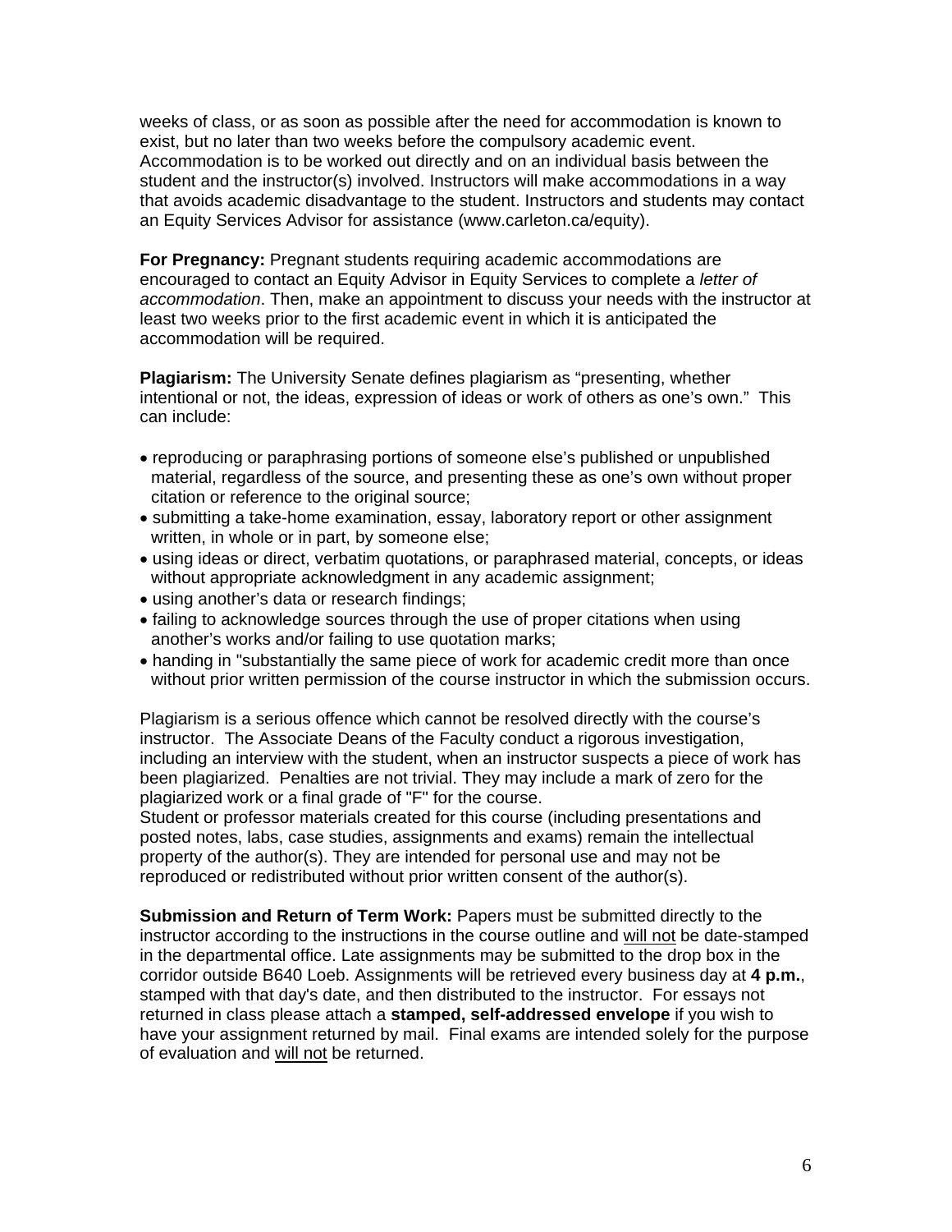weeks of class, or as soon as possible after the need for accommodation is known to exist, but no later than two weeks before the compulsory academic event. Accommodation is to be worked out directly and on an individual basis between the student and the instructor(s) involved. Instructors will make accommodations in a way that avoids academic disadvantage to the student. Instructors and students may contact an Equity Services Advisor for assistance (www.carleton.ca/equity).

**For Pregnancy:** Pregnant students requiring academic accommodations are encouraged to contact an Equity Advisor in Equity Services to complete a *letter of accommodation*. Then, make an appointment to discuss your needs with the instructor at least two weeks prior to the first academic event in which it is anticipated the accommodation will be required.

**Plagiarism:** The University Senate defines plagiarism as "presenting, whether intentional or not, the ideas, expression of ideas or work of others as one's own." This can include:

- reproducing or paraphrasing portions of someone else's published or unpublished material, regardless of the source, and presenting these as one's own without proper citation or reference to the original source;
- submitting a take-home examination, essay, laboratory report or other assignment written, in whole or in part, by someone else;
- using ideas or direct, verbatim quotations, or paraphrased material, concepts, or ideas without appropriate acknowledgment in any academic assignment;
- using another's data or research findings;
- failing to acknowledge sources through the use of proper citations when using another's works and/or failing to use quotation marks;
- handing in "substantially the same piece of work for academic credit more than once without prior written permission of the course instructor in which the submission occurs.

Plagiarism is a serious offence which cannot be resolved directly with the course's instructor. The Associate Deans of the Faculty conduct a rigorous investigation, including an interview with the student, when an instructor suspects a piece of work has been plagiarized. Penalties are not trivial. They may include a mark of zero for the plagiarized work or a final grade of "F" for the course.
Student or professor materials created for this course (including presentations and posted notes, labs, case studies, assignments and exams) remain the intellectual property of the author(s). They are intended for personal use and may not be reproduced or redistributed without prior written consent of the author(s).

**Submission and Return of Term Work:** Papers must be submitted directly to the instructor according to the instructions in the course outline and will not be date-stamped in the departmental office. Late assignments may be submitted to the drop box in the corridor outside B640 Loeb. Assignments will be retrieved every business day at **4 p.m.**, stamped with that day's date, and then distributed to the instructor. For essays not returned in class please attach a **stamped, self-addressed envelope** if you wish to have your assignment returned by mail. Final exams are intended solely for the purpose of evaluation and will not be returned.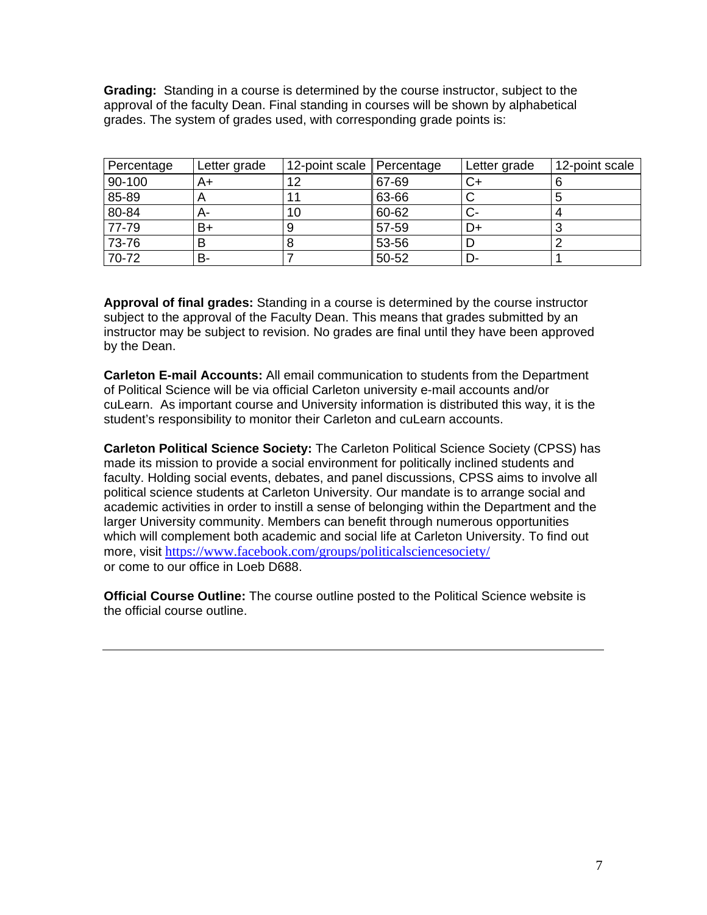**Grading:** Standing in a course is determined by the course instructor, subject to the approval of the faculty Dean. Final standing in courses will be shown by alphabetical grades. The system of grades used, with corresponding grade points is:

| Percentage | Letter grade | 12-point scale | Percentage | Letter grade | 12-point scale |
|---|---|---|---|---|---|
| 90-100 | A+ | 12 | 67-69 | C+ | 6 |
| 85-89 | A | 11 | 63-66 | C | 5 |
| 80-84 | A- | 10 | 60-62 | C- | 4 |
| 77-79 | B+ | 9 | 57-59 | D+ | 3 |
| 73-76 | B | 8 | 53-56 | D | 2 |
| 70-72 | B- | 7 | 50-52 | D- | 1 |

**Approval of final grades:** Standing in a course is determined by the course instructor subject to the approval of the Faculty Dean. This means that grades submitted by an instructor may be subject to revision. No grades are final until they have been approved by the Dean.

**Carleton E-mail Accounts:** All email communication to students from the Department of Political Science will be via official Carleton university e-mail accounts and/or cuLearn. As important course and University information is distributed this way, it is the student's responsibility to monitor their Carleton and cuLearn accounts.

**Carleton Political Science Society:** The Carleton Political Science Society (CPSS) has made its mission to provide a social environment for politically inclined students and faculty. Holding social events, debates, and panel discussions, CPSS aims to involve all political science students at Carleton University. Our mandate is to arrange social and academic activities in order to instill a sense of belonging within the Department and the larger University community. Members can benefit through numerous opportunities which will complement both academic and social life at Carleton University. To find out more, visit https://www.facebook.com/groups/politicalsciencesociety/
or come to our office in Loeb D688.

**Official Course Outline:** The course outline posted to the Political Science website is the official course outline.